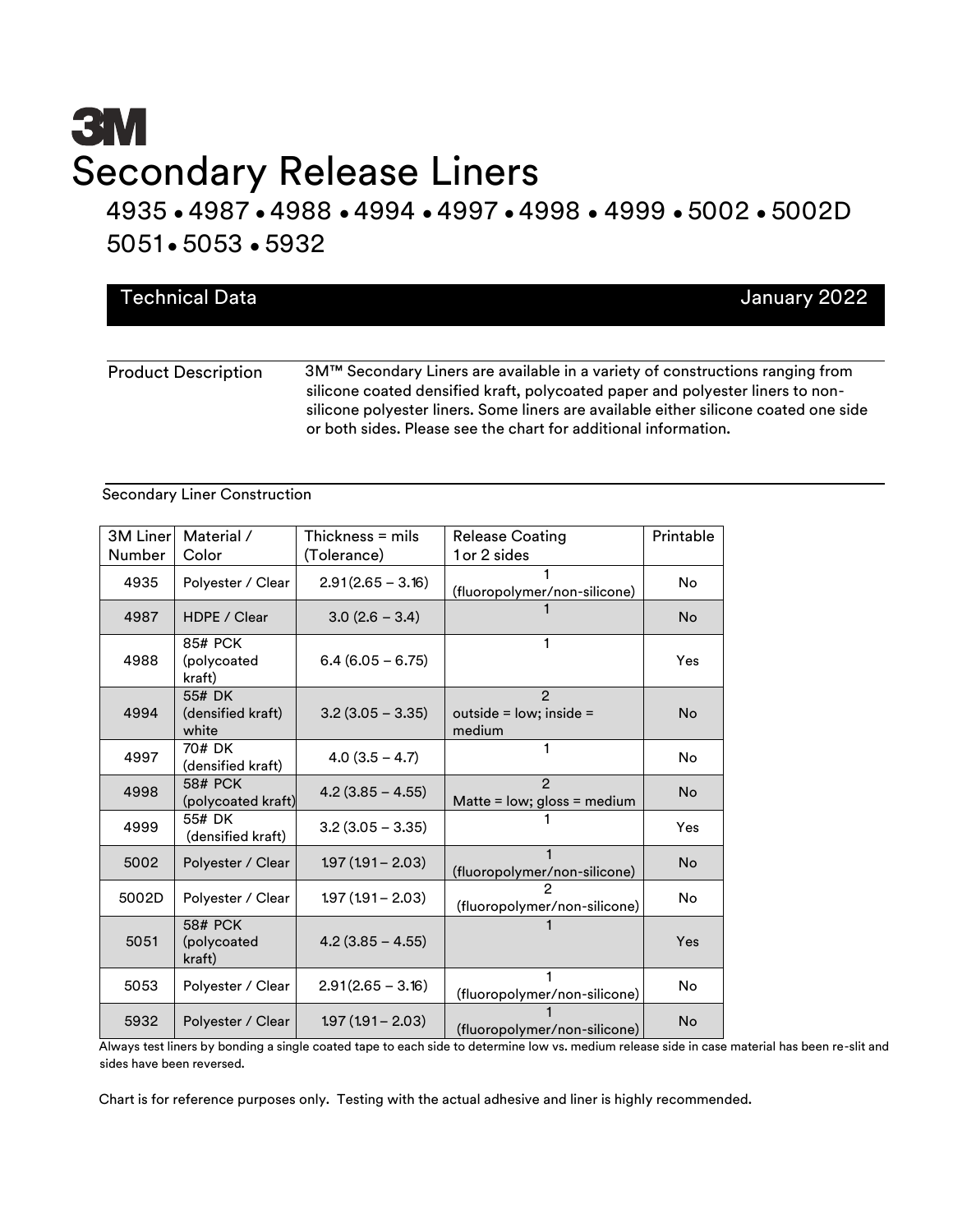# 3M

# Secondary Release Liners

## 4935 • 4987 • 4988 • 4994 • 4997 • 4998 • 4999 • 5002 • 5002D 5051 • 5053 • 5932

**Technical Data** January 2022

**Product Description**

3M™ Secondary Liners are available in a variety of constructions ranging from silicone coated densified kraft, polycoated paper and polyester liners to non-silicone polyester liners. Some liners are available either silicone coated one side or both sides. Please see the chart for additional information.

Secondary Liner Construction

| 3M Liner Number | Material / Color | Thickness = mils (Tolerance) | Release Coating 1 or 2 sides | Printable |
|---|---|---|---|---|
| 4935 | Polyester / Clear | 2.91 (2.65 – 3.16) | 1 (fluoropolymer/non-silicone) | No |
| 4987 | HDPE / Clear | 3.0 (2.6 – 3.4) | 1 | No |
| 4988 | 85# PCK (polycoated kraft) | 6.4 (6.05 – 6.75) | 1 | Yes |
| 4994 | 55# DK (densified kraft) white | 3.2 (3.05 – 3.35) | 2 outside = low; inside = medium | No |
| 4997 | 70# DK (densified kraft) | 4.0 (3.5 – 4.7) | 1 | No |
| 4998 | 58# PCK (polycoated kraft) | 4.2 (3.85 – 4.55) | 2 Matte = low; gloss = medium | No |
| 4999 | 55# DK (densified kraft) | 3.2 (3.05 – 3.35) | 1 | Yes |
| 5002 | Polyester / Clear | 1.97 (1.91 – 2.03) | 1 (fluoropolymer/non-silicone) | No |
| 5002D | Polyester / Clear | 1.97 (1.91 – 2.03) | 2 (fluoropolymer/non-silicone) | No |
| 5051 | 58# PCK (polycoated kraft) | 4.2 (3.85 – 4.55) | 1 | Yes |
| 5053 | Polyester / Clear | 2.91 (2.65 – 3.16) | 1 (fluoropolymer/non-silicone) | No |
| 5932 | Polyester / Clear | 1.97 (1.91 – 2.03) | 1 (fluoropolymer/non-silicone) | No |

Always test liners by bonding a single coated tape to each side to determine low vs. medium release side in case material has been re-slit and sides have been reversed.

Chart is for reference purposes only. Testing with the actual adhesive and liner is highly recommended.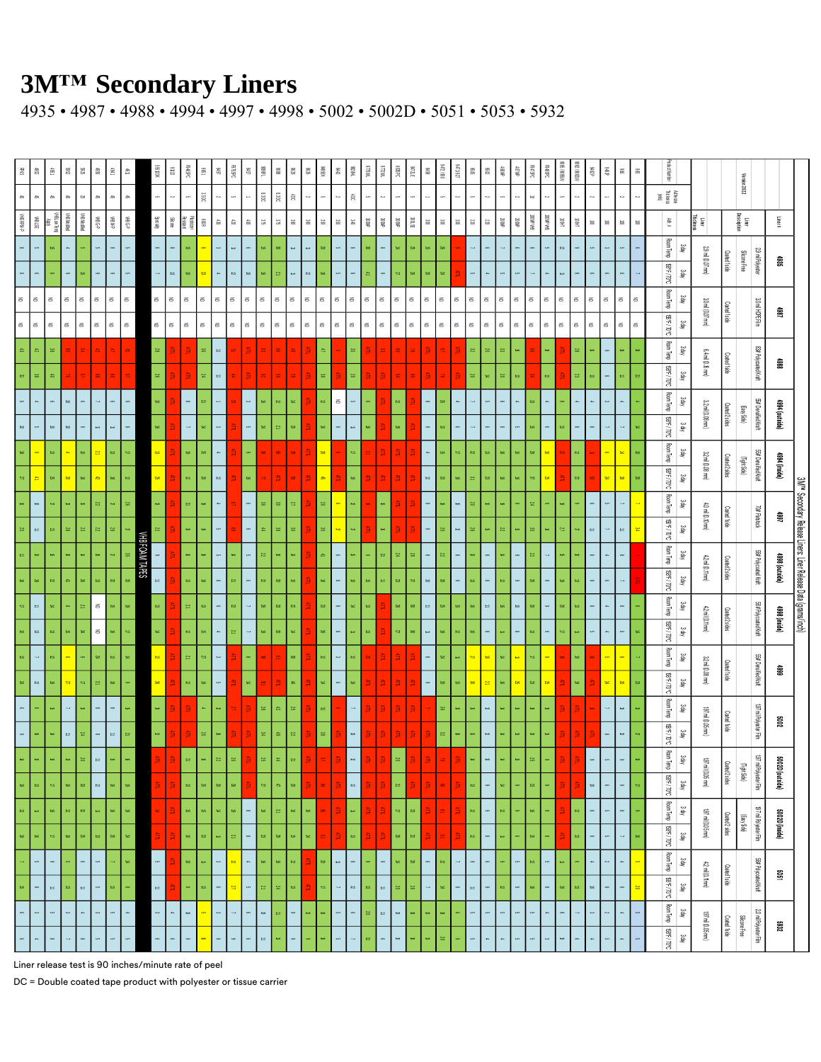# 3M™ Secondary Liners

4935 • 4987 • 4988 • 4994 • 4997 • 4998 • 5002 • 5002D • 5051 • 5053 • 5932

## 3M™ Secondary Release Liners: Liner Release Data (grams/inch)

Version 2012

| Liner # | Liner Description | Liner Thickness | Coating | Test Conditions |
|---|---|---|---|---|
| 4935 | 2.9 mil Polyester Silicone Free | 2.9 mil (0.07 mm) | Coated 1 side | 3 day Room Temp; 3 day 158°F / 70°C |
| 4987 | 3.0 mil HDPE Film | 3.0 mil (0.07 mm) | Coated 1 side | 3 day Room Temp; 3 day 158°F / 70°C |
| 4988 | 58# Polycoated Kraft | 6.4 mil (0.16 mm) | Coated 1 side | 3 day Room Temp; 3 day 158°F / 70°C |
| 4994 (outside) | 58# Densified Kraft (Easy Side) | 3.2 mil (0.08 mm) | Coated 2 sides | 3 day Room Temp; 3 day 158°F / 70°C |
| 4994 (inside) | 58# Densified Kraft (Tight Side) | 3.2 mil (0.08 mm) | Coated 2 sides | 3 day Room Temp; 3 day 158°F / 70°C |
| 4997 | 78# Flatstock | 4.0 mil (0.10 mm) | Coated 1 side | 3 day Room Temp; 3 day 158°F / 70°C |
| 4998 (outside) | 58# Polycoated Kraft | 4.2 mil (0.11 mm) | Coated 2 sides | 3 day Room Temp; 3 day 158°F / 70°C |
| 4998 (inside) | 58# Polycoated Kraft | 4.2 mil (0.11 mm) | Coated 2 sides | 3 day Room Temp; 3 day 158°F / 70°C |
| 4999 | 58# Densified Kraft | 3.2 mil (0.08 mm) | Coated 1 side | 3 day Room Temp; 3 day 158°F / 70°C |
| 5002 | 1.97 mil Polyester Film | 1.97 mil (0.05 mm) | Coated 1 side | 3 day Room Temp; 3 day 158°F / 70°C |
| 5002D (outside) | 1.97 mil Polyester Film (Tight Side) | 1.97 mil (0.05 mm) | Coated 2 sides | 3 day Room Temp; 3 day 158°F / 70°C |
| 5002D (inside) | 1.97 mil Polyester Film (Easy Side) | 1.97 mil (0.05 mm) | Coated 2 sides | 3 day Room Temp; 3 day 158°F / 70°C |
| 5051 | 58# Polycoated Kraft | 4.2 mil (0.11 mm) | Coated 1 side | 3 day Room Temp; 3 day 158°F / 70°C |
| 5932 | 2.0 mil Polyester Film Silicone Free | 1.97 mil (0.05 mm) | Coated 1 side | 3 day Room Temp; 3 day 158°F / 70°C |

VHB FOAM TAPES

Liner release test is 90 inches/minute rate of peel

DC = Double coated tape product with polyester or tissue carrier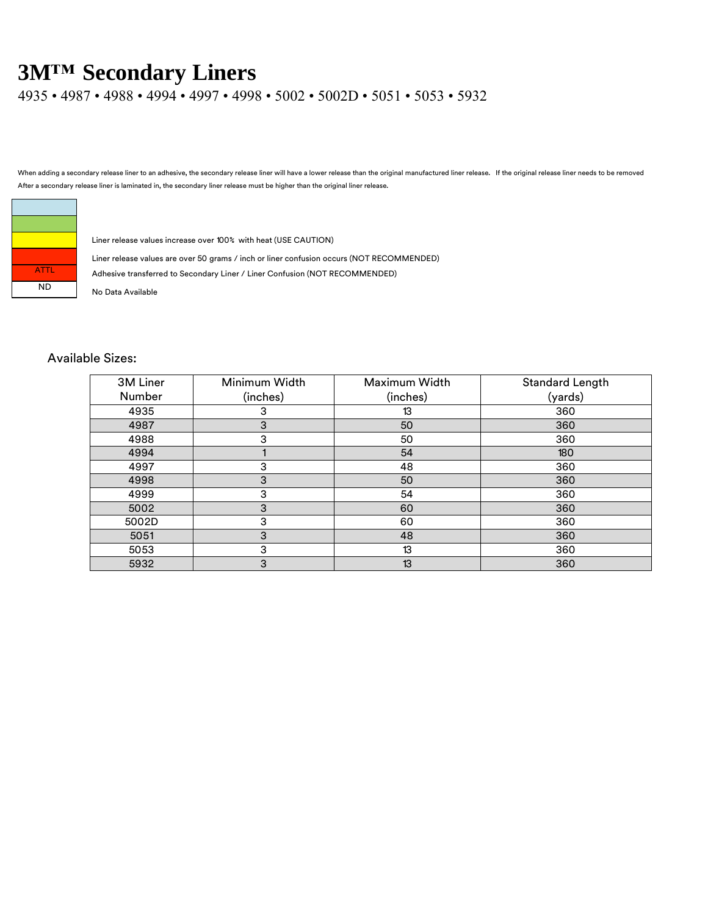# 3M™ Secondary Liners

4935 • 4987 • 4988 • 4994 • 4997 • 4998 • 5002 • 5002D • 5051 • 5053 • 5932

When adding a secondary release liner to an adhesive, the secondary release liner will have a lower release than the original manufactured liner release. If the original release liner needs to be removed

After a secondary release liner is laminated in, the secondary liner release must be higher than the original liner release.

| | |
|---|---|
| | |
| | |
| | Liner release values increase over 100% with heat (USE CAUTION) |
| | Liner release values are over 50 grams / inch or liner confusion occurs (NOT RECOMMENDED) |
| ATTL | Adhesive transferred to Secondary Liner / Liner Confusion (NOT RECOMMENDED) |
| ND | No Data Available |

Available Sizes:

| 3M Liner Number | Minimum Width (inches) | Maximum Width (inches) | Standard Length (yards) |
|---|---|---|---|
| 4935 | 3 | 13 | 360 |
| 4987 | 3 | 50 | 360 |
| 4988 | 3 | 50 | 360 |
| 4994 | 1 | 54 | 180 |
| 4997 | 3 | 48 | 360 |
| 4998 | 3 | 50 | 360 |
| 4999 | 3 | 54 | 360 |
| 5002 | 3 | 60 | 360 |
| 5002D | 3 | 60 | 360 |
| 5051 | 3 | 48 | 360 |
| 5053 | 3 | 13 | 360 |
| 5932 | 3 | 13 | 360 |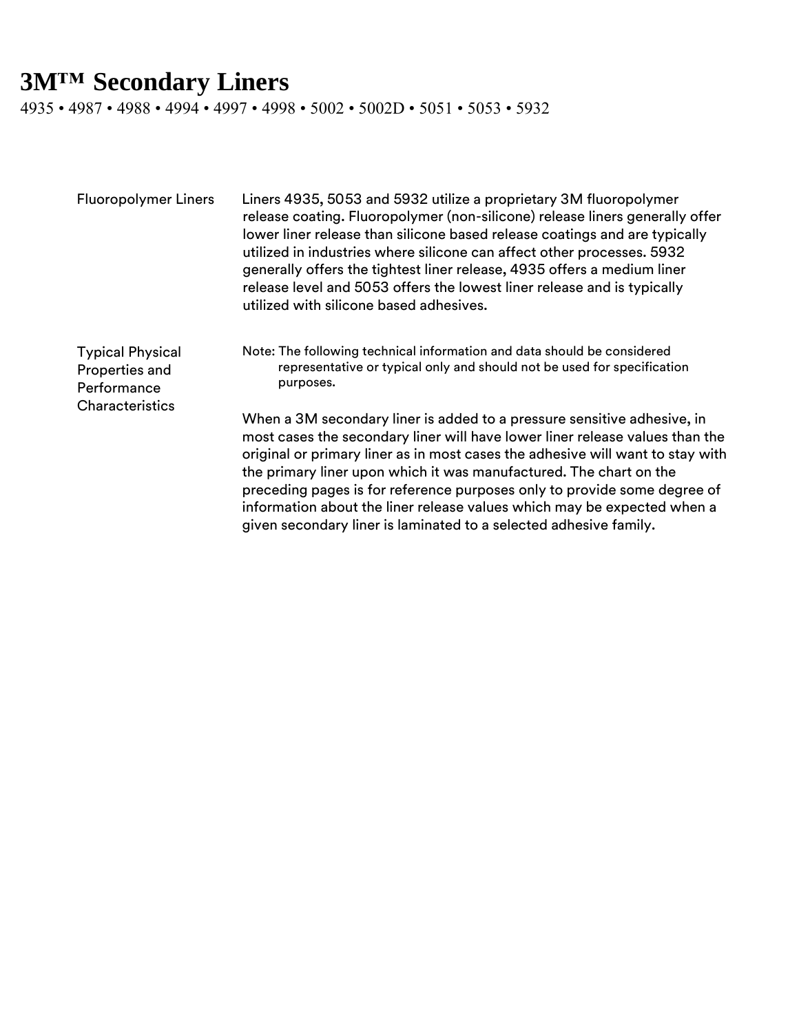# 3M™ Secondary Liners

4935 • 4987 • 4988 • 4994 • 4997 • 4998 • 5002 • 5002D • 5051 • 5053 • 5932

## Fluoropolymer Liners

Liners 4935, 5053 and 5932 utilize a proprietary 3M fluoropolymer release coating. Fluoropolymer (non-silicone) release liners generally offer lower liner release than silicone based release coatings and are typically utilized in industries where silicone can affect other processes. 5932 generally offers the tightest liner release, 4935 offers a medium liner release level and 5053 offers the lowest liner release and is typically utilized with silicone based adhesives.

## Typical Physical Properties and Performance Characteristics

Note: The following technical information and data should be considered representative or typical only and should not be used for specification purposes.

When a 3M secondary liner is added to a pressure sensitive adhesive, in most cases the secondary liner will have lower liner release values than the original or primary liner as in most cases the adhesive will want to stay with the primary liner upon which it was manufactured. The chart on the preceding pages is for reference purposes only to provide some degree of information about the liner release values which may be expected when a given secondary liner is laminated to a selected adhesive family.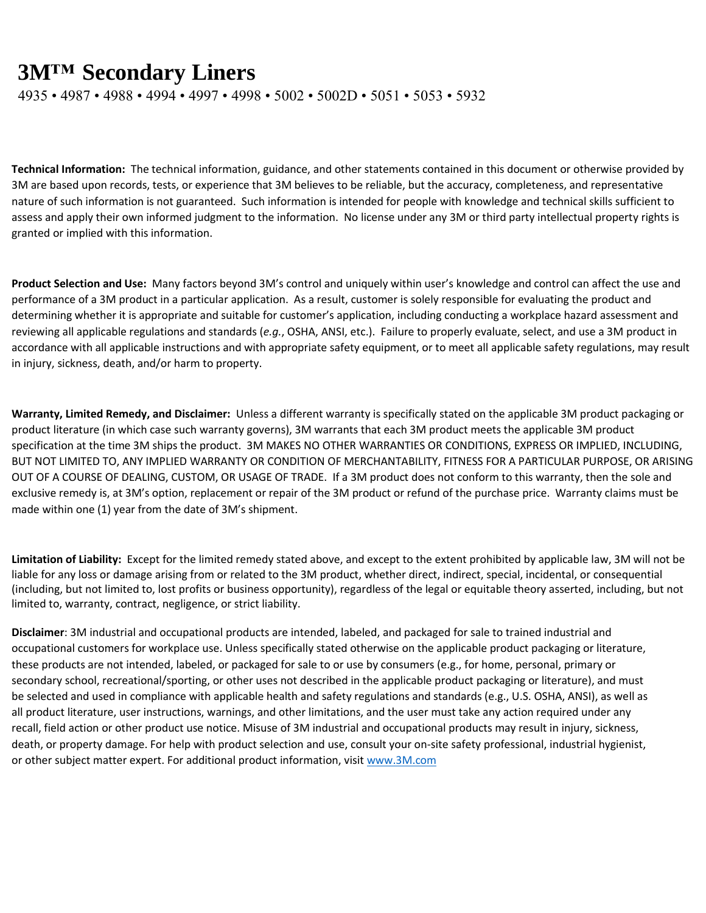# 3M™ Secondary Liners

4935 • 4987 • 4988 • 4994 • 4997 • 4998 • 5002 • 5002D • 5051 • 5053 • 5932

**Technical Information:** The technical information, guidance, and other statements contained in this document or otherwise provided by 3M are based upon records, tests, or experience that 3M believes to be reliable, but the accuracy, completeness, and representative nature of such information is not guaranteed. Such information is intended for people with knowledge and technical skills sufficient to assess and apply their own informed judgment to the information. No license under any 3M or third party intellectual property rights is granted or implied with this information.

**Product Selection and Use:** Many factors beyond 3M's control and uniquely within user's knowledge and control can affect the use and performance of a 3M product in a particular application. As a result, customer is solely responsible for evaluating the product and determining whether it is appropriate and suitable for customer's application, including conducting a workplace hazard assessment and reviewing all applicable regulations and standards (*e.g.*, OSHA, ANSI, etc.). Failure to properly evaluate, select, and use a 3M product in accordance with all applicable instructions and with appropriate safety equipment, or to meet all applicable safety regulations, may result in injury, sickness, death, and/or harm to property.

**Warranty, Limited Remedy, and Disclaimer:** Unless a different warranty is specifically stated on the applicable 3M product packaging or product literature (in which case such warranty governs), 3M warrants that each 3M product meets the applicable 3M product specification at the time 3M ships the product. 3M MAKES NO OTHER WARRANTIES OR CONDITIONS, EXPRESS OR IMPLIED, INCLUDING, BUT NOT LIMITED TO, ANY IMPLIED WARRANTY OR CONDITION OF MERCHANTABILITY, FITNESS FOR A PARTICULAR PURPOSE, OR ARISING OUT OF A COURSE OF DEALING, CUSTOM, OR USAGE OF TRADE. If a 3M product does not conform to this warranty, then the sole and exclusive remedy is, at 3M's option, replacement or repair of the 3M product or refund of the purchase price. Warranty claims must be made within one (1) year from the date of 3M's shipment.

**Limitation of Liability:** Except for the limited remedy stated above, and except to the extent prohibited by applicable law, 3M will not be liable for any loss or damage arising from or related to the 3M product, whether direct, indirect, special, incidental, or consequential (including, but not limited to, lost profits or business opportunity), regardless of the legal or equitable theory asserted, including, but not limited to, warranty, contract, negligence, or strict liability.

**Disclaimer**: 3M industrial and occupational products are intended, labeled, and packaged for sale to trained industrial and occupational customers for workplace use. Unless specifically stated otherwise on the applicable product packaging or literature, these products are not intended, labeled, or packaged for sale to or use by consumers (e.g., for home, personal, primary or secondary school, recreational/sporting, or other uses not described in the applicable product packaging or literature), and must be selected and used in compliance with applicable health and safety regulations and standards (e.g., U.S. OSHA, ANSI), as well as all product literature, user instructions, warnings, and other limitations, and the user must take any action required under any recall, field action or other product use notice. Misuse of 3M industrial and occupational products may result in injury, sickness, death, or property damage. For help with product selection and use, consult your on-site safety professional, industrial hygienist, or other subject matter expert. For additional product information, visit www.3M.com